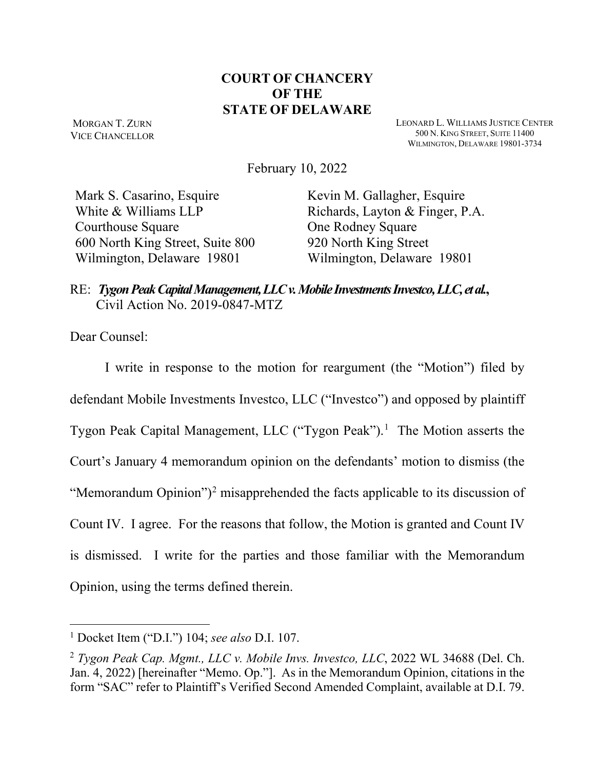# COURT OF CHANCERY OF THE STATE OF DELAWARE

MORGAN T. ZURN
VICE CHANCELLOR

LEONARD L. WILLIAMS JUSTICE CENTER
500 N. KING STREET, SUITE 11400
WILMINGTON, DELAWARE 19801-3734

February 10, 2022

Mark S. Casarino, Esquire
White & Williams LLP
Courthouse Square
600 North King Street, Suite 800
Wilmington, Delaware 19801

Kevin M. Gallagher, Esquire
Richards, Layton & Finger, P.A.
One Rodney Square
920 North King Street
Wilmington, Delaware 19801

RE: ***Tygon Peak Capital Management, LLC v. Mobile Investments Investco, LLC, et al.***,
Civil Action No. 2019-0847-MTZ

Dear Counsel:

I write in response to the motion for reargument (the "Motion") filed by defendant Mobile Investments Investco, LLC ("Investco") and opposed by plaintiff Tygon Peak Capital Management, LLC ("Tygon Peak").[1] The Motion asserts the Court's January 4 memorandum opinion on the defendants' motion to dismiss (the "Memorandum Opinion")[2] misapprehended the facts applicable to its discussion of Count IV. I agree. For the reasons that follow, the Motion is granted and Count IV is dismissed. I write for the parties and those familiar with the Memorandum Opinion, using the terms defined therein.

---

[1] Docket Item ("D.I.") 104; *see also* D.I. 107.

[2] *Tygon Peak Cap. Mgmt., LLC v. Mobile Invs. Investco, LLC*, 2022 WL 34688 (Del. Ch. Jan. 4, 2022) [hereinafter "Memo. Op."]. As in the Memorandum Opinion, citations in the form "SAC" refer to Plaintiff's Verified Second Amended Complaint, available at D.I. 79.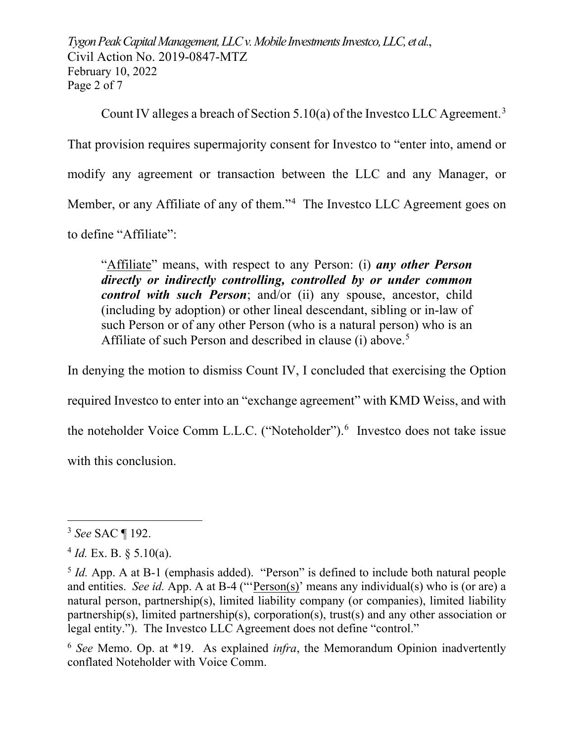Count IV alleges a breach of Section 5.10(a) of the Investco LLC Agreement.[3] That provision requires supermajority consent for Investco to "enter into, amend or modify any agreement or transaction between the LLC and any Manager, or Member, or any Affiliate of any of them."[4] The Investco LLC Agreement goes on to define "Affiliate":

> "Affiliate" means, with respect to any Person: (i) ***any other Person directly or indirectly controlling, controlled by or under common control with such Person***; and/or (ii) any spouse, ancestor, child (including by adoption) or other lineal descendant, sibling or in-law of such Person or of any other Person (who is a natural person) who is an Affiliate of such Person and described in clause (i) above.[5]

In denying the motion to dismiss Count IV, I concluded that exercising the Option required Investco to enter into an "exchange agreement" with KMD Weiss, and with the noteholder Voice Comm L.L.C. ("Noteholder").[6] Investco does not take issue with this conclusion.

---

[3] *See* SAC ¶ 192.

[4] *Id.* Ex. B. § 5.10(a).

[5] *Id.* App. A at B-1 (emphasis added). "Person" is defined to include both natural people and entities. *See id.* App. A at B-4 ("'Person(s)' means any individual(s) who is (or are) a natural person, partnership(s), limited liability company (or companies), limited liability partnership(s), limited partnership(s), corporation(s), trust(s) and any other association or legal entity."). The Investco LLC Agreement does not define "control."

[6] *See* Memo. Op. at *19. As explained *infra*, the Memorandum Opinion inadvertently conflated Noteholder with Voice Comm.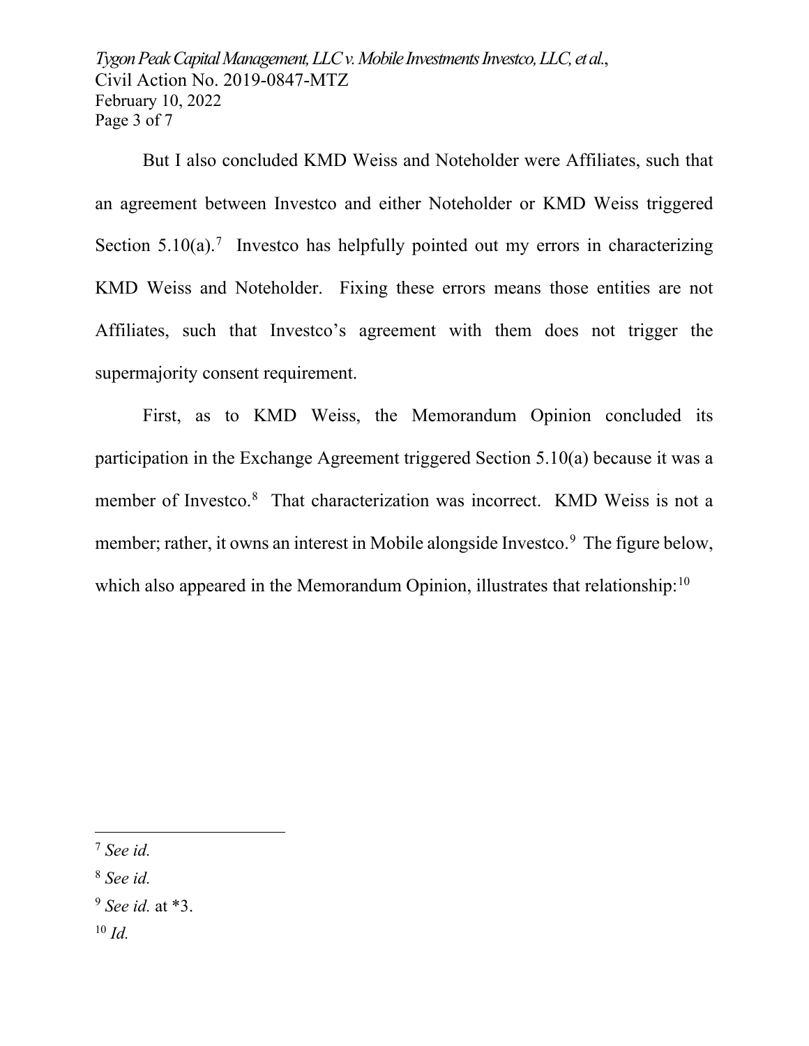But I also concluded KMD Weiss and Noteholder were Affiliates, such that an agreement between Investco and either Noteholder or KMD Weiss triggered Section 5.10(a).[7] Investco has helpfully pointed out my errors in characterizing KMD Weiss and Noteholder. Fixing these errors means those entities are not Affiliates, such that Investco's agreement with them does not trigger the supermajority consent requirement.

First, as to KMD Weiss, the Memorandum Opinion concluded its participation in the Exchange Agreement triggered Section 5.10(a) because it was a member of Investco.[8] That characterization was incorrect. KMD Weiss is not a member; rather, it owns an interest in Mobile alongside Investco.[9] The figure below, which also appeared in the Memorandum Opinion, illustrates that relationship:[10]

---

[7] *See id.*

[8] *See id.*

[9] *See id.* at *3.

[10] *Id.*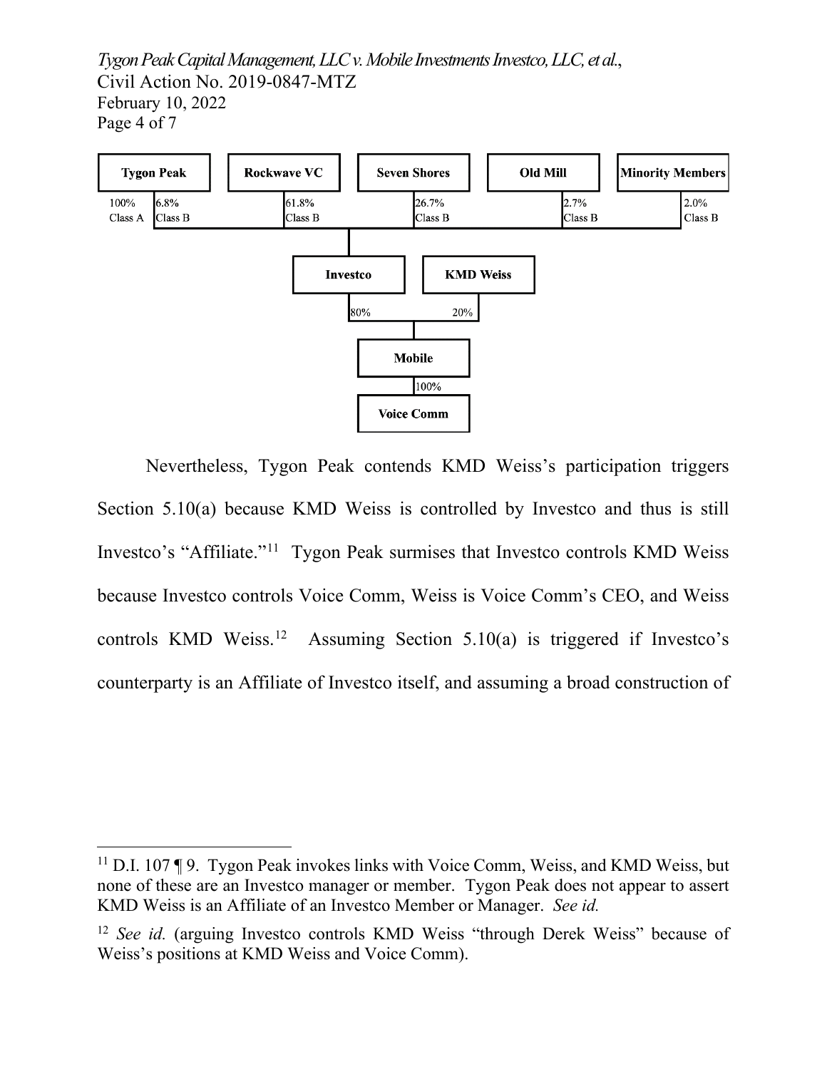**Tygon Peak** — 100% Class A; 6.8% Class B
**Rockwave VC** — 61.8% Class B
**Seven Shores** — 26.7% Class B
**Old Mill** — 2.7% Class B
**Minority Members** — 2.0% Class B

**Investco** — 80%
**KMD Weiss** — 20%

**Mobile** — 100%

**Voice Comm**

Nevertheless, Tygon Peak contends KMD Weiss's participation triggers Section 5.10(a) because KMD Weiss is controlled by Investco and thus is still Investco's "Affiliate."[11] Tygon Peak surmises that Investco controls KMD Weiss because Investco controls Voice Comm, Weiss is Voice Comm's CEO, and Weiss controls KMD Weiss.[12] Assuming Section 5.10(a) is triggered if Investco's counterparty is an Affiliate of Investco itself, and assuming a broad construction of

---

[11] D.I. 107 ¶ 9. Tygon Peak invokes links with Voice Comm, Weiss, and KMD Weiss, but none of these are an Investco manager or member. Tygon Peak does not appear to assert KMD Weiss is an Affiliate of an Investco Member or Manager. *See id.*

[12] *See id.* (arguing Investco controls KMD Weiss "through Derek Weiss" because of Weiss's positions at KMD Weiss and Voice Comm).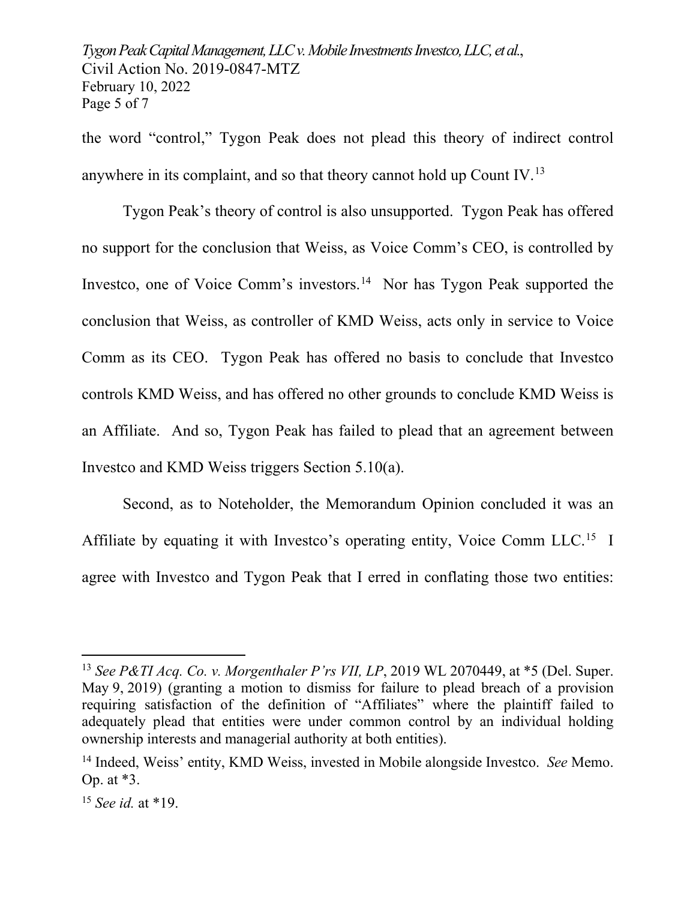the word "control," Tygon Peak does not plead this theory of indirect control anywhere in its complaint, and so that theory cannot hold up Count IV.[13]

Tygon Peak's theory of control is also unsupported. Tygon Peak has offered no support for the conclusion that Weiss, as Voice Comm's CEO, is controlled by Investco, one of Voice Comm's investors.[14] Nor has Tygon Peak supported the conclusion that Weiss, as controller of KMD Weiss, acts only in service to Voice Comm as its CEO. Tygon Peak has offered no basis to conclude that Investco controls KMD Weiss, and has offered no other grounds to conclude KMD Weiss is an Affiliate. And so, Tygon Peak has failed to plead that an agreement between Investco and KMD Weiss triggers Section 5.10(a).

Second, as to Noteholder, the Memorandum Opinion concluded it was an Affiliate by equating it with Investco's operating entity, Voice Comm LLC.[15] I agree with Investco and Tygon Peak that I erred in conflating those two entities:

---

[13] *See P&TI Acq. Co. v. Morgenthaler P'rs VII, LP*, 2019 WL 2070449, at *5 (Del. Super. May 9, 2019) (granting a motion to dismiss for failure to plead breach of a provision requiring satisfaction of the definition of "Affiliates" where the plaintiff failed to adequately plead that entities were under common control by an individual holding ownership interests and managerial authority at both entities).

[14] Indeed, Weiss' entity, KMD Weiss, invested in Mobile alongside Investco. *See* Memo. Op. at *3.

[15] *See id.* at *19.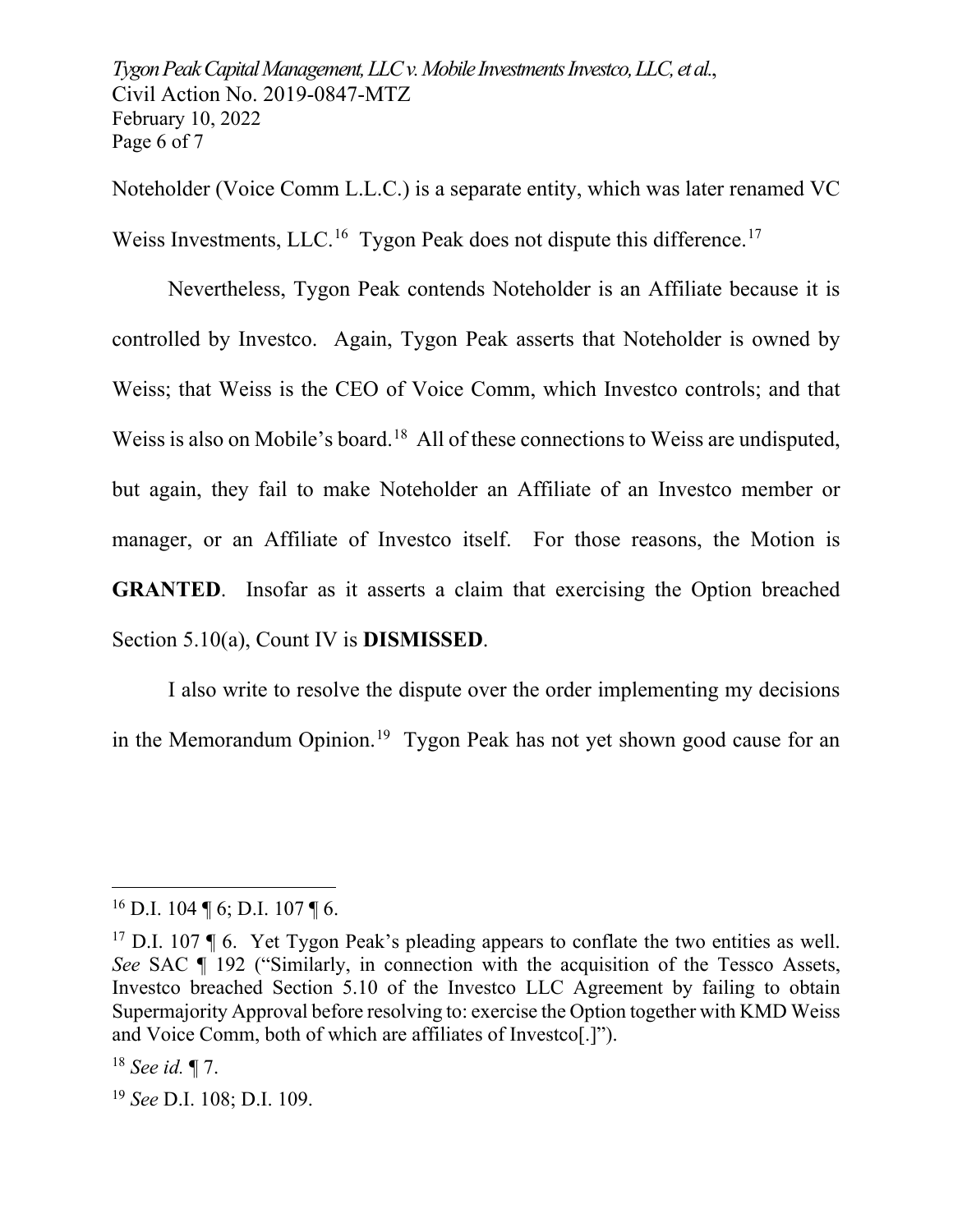Noteholder (Voice Comm L.L.C.) is a separate entity, which was later renamed VC Weiss Investments, LLC.[16] Tygon Peak does not dispute this difference.[17]

Nevertheless, Tygon Peak contends Noteholder is an Affiliate because it is controlled by Investco. Again, Tygon Peak asserts that Noteholder is owned by Weiss; that Weiss is the CEO of Voice Comm, which Investco controls; and that Weiss is also on Mobile's board.[18] All of these connections to Weiss are undisputed, but again, they fail to make Noteholder an Affiliate of an Investco member or manager, or an Affiliate of Investco itself. For those reasons, the Motion is **GRANTED**. Insofar as it asserts a claim that exercising the Option breached Section 5.10(a), Count IV is **DISMISSED**.

I also write to resolve the dispute over the order implementing my decisions in the Memorandum Opinion.[19] Tygon Peak has not yet shown good cause for an

---

[16] D.I. 104 ¶ 6; D.I. 107 ¶ 6.

[17] D.I. 107 ¶ 6. Yet Tygon Peak's pleading appears to conflate the two entities as well. *See* SAC ¶ 192 ("Similarly, in connection with the acquisition of the Tessco Assets, Investco breached Section 5.10 of the Investco LLC Agreement by failing to obtain Supermajority Approval before resolving to: exercise the Option together with KMD Weiss and Voice Comm, both of which are affiliates of Investco[.]").

[18] *See id.* ¶ 7.

[19] *See* D.I. 108; D.I. 109.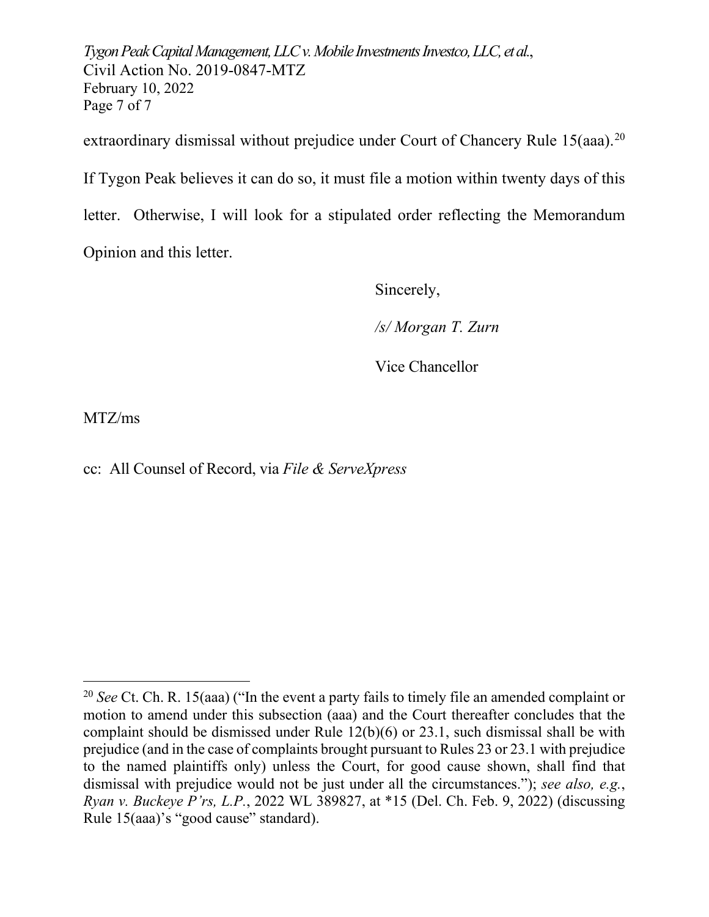extraordinary dismissal without prejudice under Court of Chancery Rule 15(aaa).[20] If Tygon Peak believes it can do so, it must file a motion within twenty days of this letter. Otherwise, I will look for a stipulated order reflecting the Memorandum Opinion and this letter.

Sincerely,

*/s/ Morgan T. Zurn*

Vice Chancellor

MTZ/ms

cc: All Counsel of Record, via *File & ServeXpress*

---

[20] *See* Ct. Ch. R. 15(aaa) ("In the event a party fails to timely file an amended complaint or motion to amend under this subsection (aaa) and the Court thereafter concludes that the complaint should be dismissed under Rule 12(b)(6) or 23.1, such dismissal shall be with prejudice (and in the case of complaints brought pursuant to Rules 23 or 23.1 with prejudice to the named plaintiffs only) unless the Court, for good cause shown, shall find that dismissal with prejudice would not be just under all the circumstances."); *see also, e.g.*, *Ryan v. Buckeye P'rs, L.P.*, 2022 WL 389827, at *15 (Del. Ch. Feb. 9, 2022) (discussing Rule 15(aaa)'s "good cause" standard).